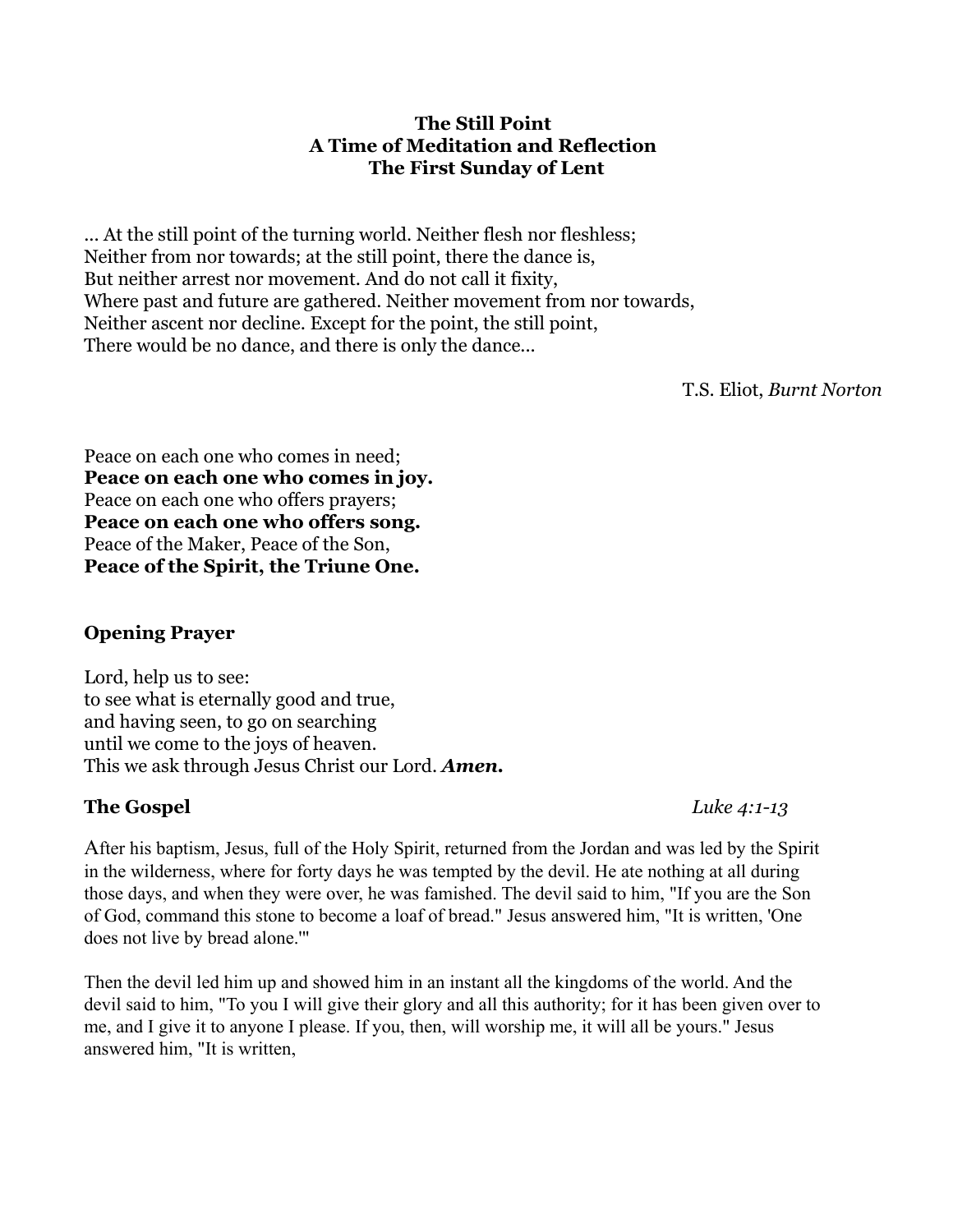**The Still Point**
**A Time of Meditation and Reflection**
**The First Sunday of Lent**

... At the still point of the turning world. Neither flesh nor fleshless;
Neither from nor towards; at the still point, there the dance is,
But neither arrest nor movement. And do not call it fixity,
Where past and future are gathered. Neither movement from nor towards,
Neither ascent nor decline. Except for the point, the still point,
There would be no dance, and there is only the dance...

T.S. Eliot, *Burnt Norton*

Peace on each one who comes in need;
**Peace on each one who comes in joy.**
Peace on each one who offers prayers;
**Peace on each one who offers song.**
Peace of the Maker, Peace of the Son,
**Peace of the Spirit, the Triune One.**

**Opening Prayer**

Lord, help us to see:
to see what is eternally good and true,
and having seen, to go on searching
until we come to the joys of heaven.
This we ask through Jesus Christ our Lord. ***Amen.***

**The Gospel** *Luke 4:1-13*

After his baptism, Jesus, full of the Holy Spirit, returned from the Jordan and was led by the Spirit in the wilderness, where for forty days he was tempted by the devil. He ate nothing at all during those days, and when they were over, he was famished. The devil said to him, "If you are the Son of God, command this stone to become a loaf of bread." Jesus answered him, "It is written, 'One does not live by bread alone.'"

Then the devil led him up and showed him in an instant all the kingdoms of the world. And the devil said to him, "To you I will give their glory and all this authority; for it has been given over to me, and I give it to anyone I please. If you, then, will worship me, it will all be yours." Jesus answered him, "It is written,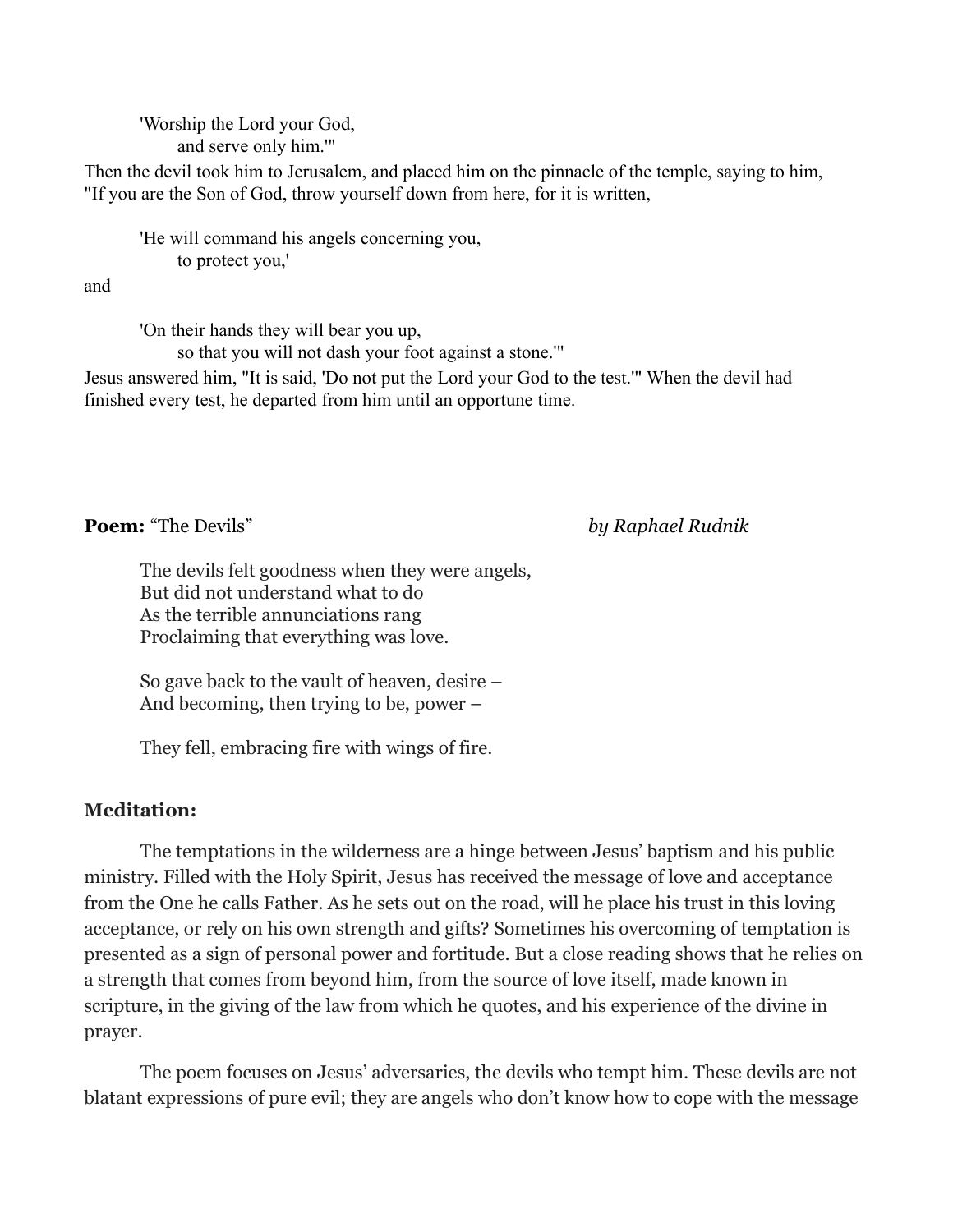'Worship the Lord your God,
and serve only him.'"

Then the devil took him to Jerusalem, and placed him on the pinnacle of the temple, saying to him, "If you are the Son of God, throw yourself down from here, for it is written,

'He will command his angels concerning you,
to protect you,'

and

'On their hands they will bear you up,
so that you will not dash your foot against a stone.'"

Jesus answered him, "It is said, 'Do not put the Lord your God to the test.'" When the devil had finished every test, he departed from him until an opportune time.

**Poem:** "The Devils" *by Raphael Rudnik*

The devils felt goodness when they were angels,
But did not understand what to do
As the terrible annunciations rang
Proclaiming that everything was love.

So gave back to the vault of heaven, desire –
And becoming, then trying to be, power –

They fell, embracing fire with wings of fire.

**Meditation:**

The temptations in the wilderness are a hinge between Jesus' baptism and his public ministry. Filled with the Holy Spirit, Jesus has received the message of love and acceptance from the One he calls Father. As he sets out on the road, will he place his trust in this loving acceptance, or rely on his own strength and gifts? Sometimes his overcoming of temptation is presented as a sign of personal power and fortitude. But a close reading shows that he relies on a strength that comes from beyond him, from the source of love itself, made known in scripture, in the giving of the law from which he quotes, and his experience of the divine in prayer.

The poem focuses on Jesus' adversaries, the devils who tempt him. These devils are not blatant expressions of pure evil; they are angels who don't know how to cope with the message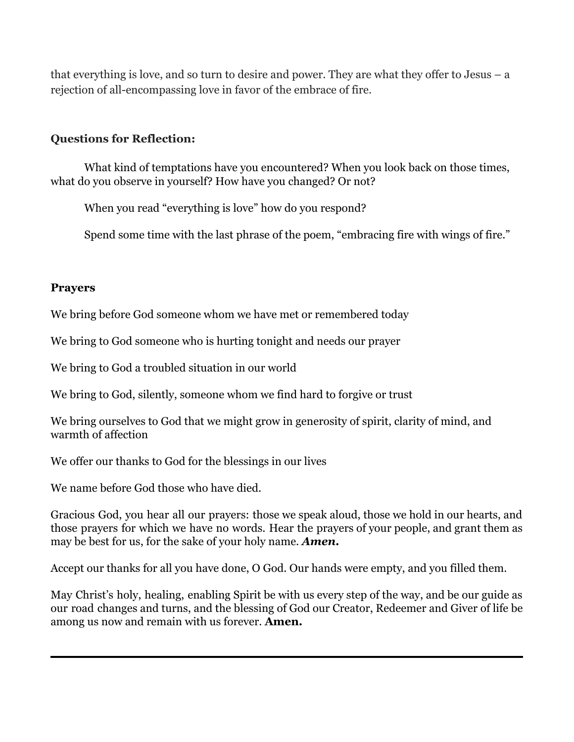that everything is love, and so turn to desire and power. They are what they offer to Jesus – a rejection of all-encompassing love in favor of the embrace of fire.

**Questions for Reflection:**

What kind of temptations have you encountered? When you look back on those times, what do you observe in yourself? How have you changed? Or not?

When you read "everything is love" how do you respond?

Spend some time with the last phrase of the poem, "embracing fire with wings of fire."

**Prayers**

We bring before God someone whom we have met or remembered today

We bring to God someone who is hurting tonight and needs our prayer

We bring to God a troubled situation in our world

We bring to God, silently, someone whom we find hard to forgive or trust

We bring ourselves to God that we might grow in generosity of spirit, clarity of mind, and warmth of affection

We offer our thanks to God for the blessings in our lives

We name before God those who have died.

Gracious God, you hear all our prayers: those we speak aloud, those we hold in our hearts, and those prayers for which we have no words. Hear the prayers of your people, and grant them as may be best for us, for the sake of your holy name. ***Amen.***

Accept our thanks for all you have done, O God. Our hands were empty, and you filled them.

May Christ's holy, healing, enabling Spirit be with us every step of the way, and be our guide as our road changes and turns, and the blessing of God our Creator, Redeemer and Giver of life be among us now and remain with us forever. **Amen.**

---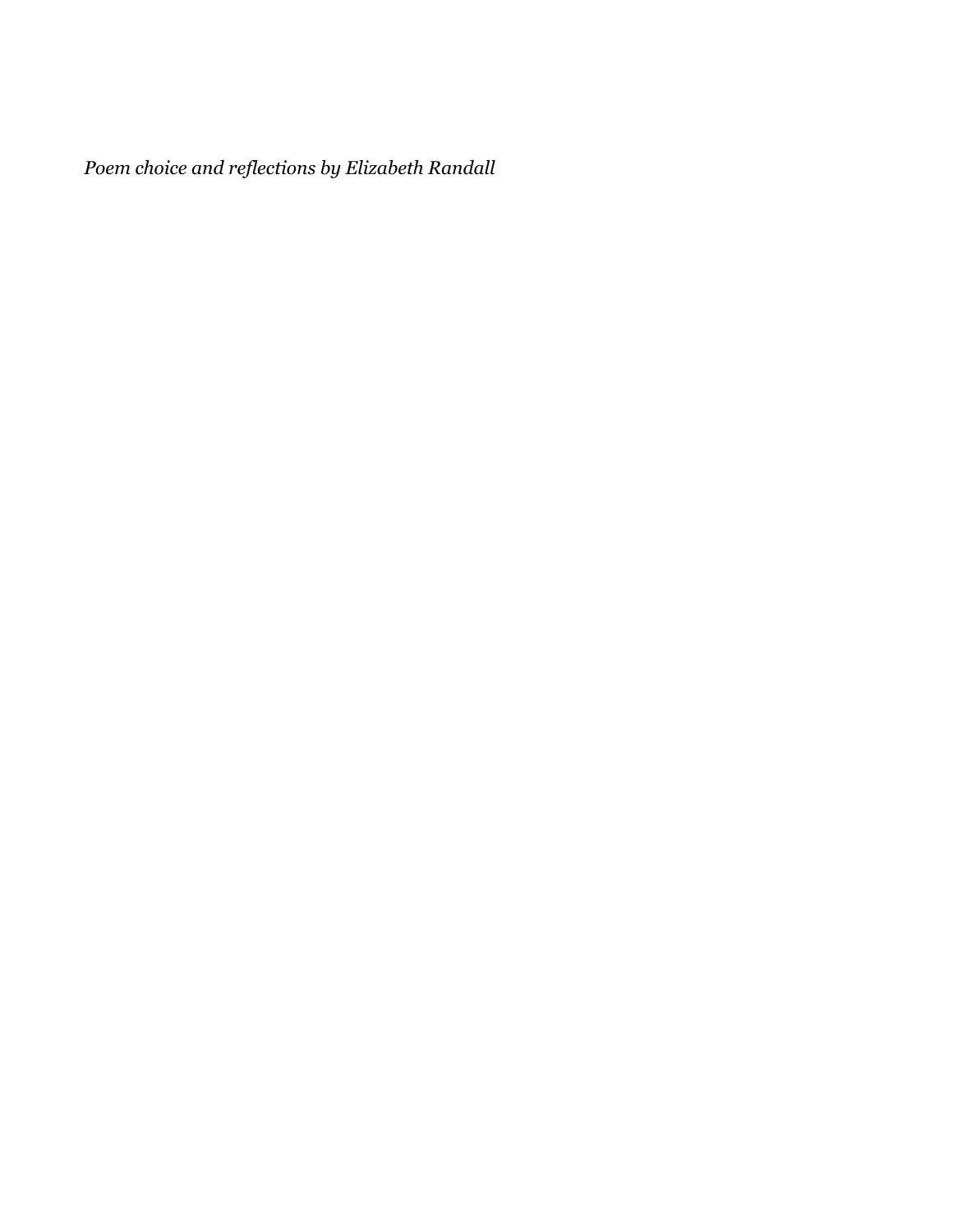*Poem choice and reflections by Elizabeth Randall*